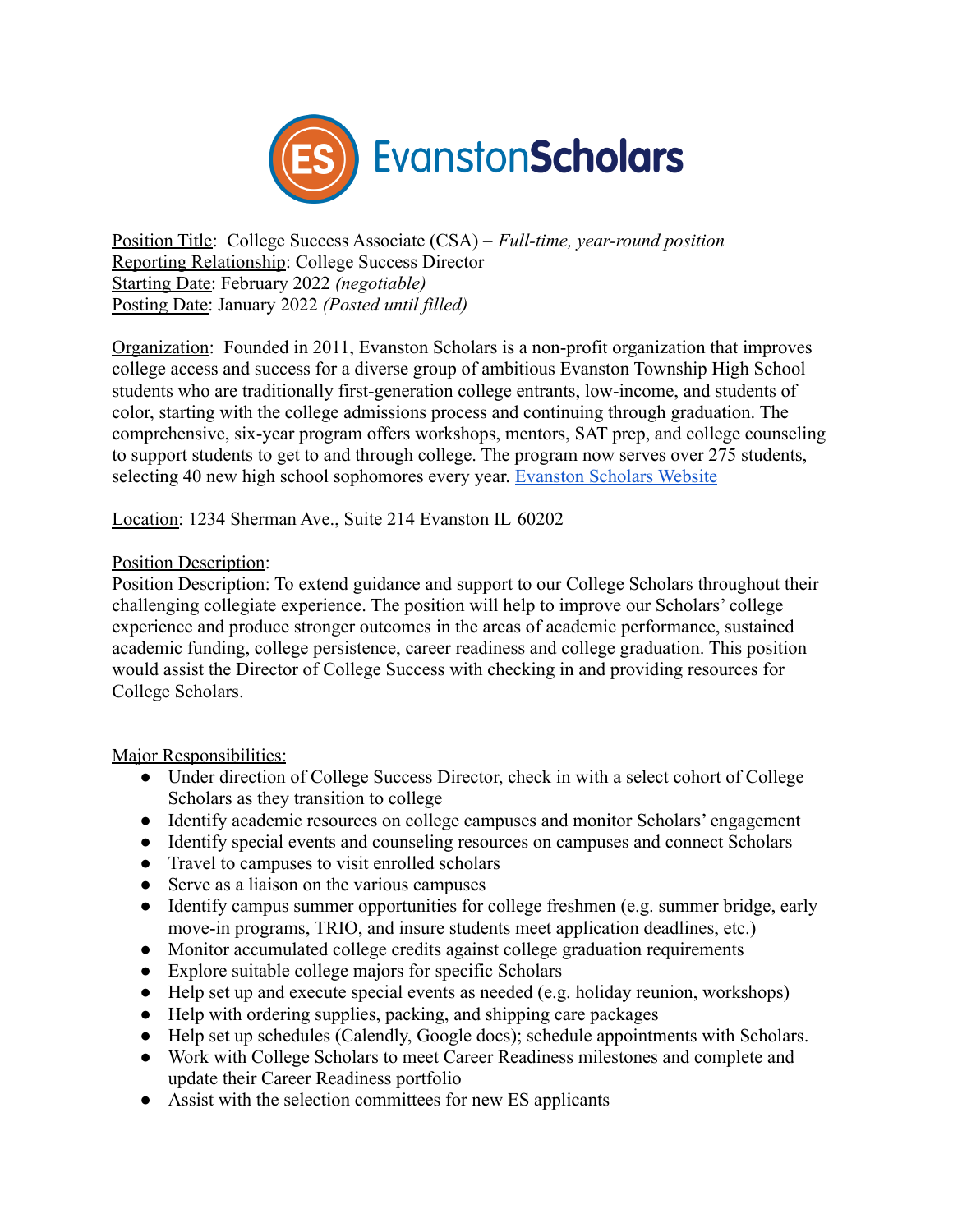EvanstonScholars

Position Title: College Success Associate (CSA) – *Full-time, year-round position*
Reporting Relationship: College Success Director
Starting Date: February 2022 *(negotiable)*
Posting Date: January 2022 *(Posted until filled)*

Organization: Founded in 2011, Evanston Scholars is a non-profit organization that improves college access and success for a diverse group of ambitious Evanston Township High School students who are traditionally first-generation college entrants, low-income, and students of color, starting with the college admissions process and continuing through graduation. The comprehensive, six-year program offers workshops, mentors, SAT prep, and college counseling to support students to get to and through college. The program now serves over 275 students, selecting 40 new high school sophomores every year. [Evanston Scholars Website]

Location: 1234 Sherman Ave., Suite 214 Evanston IL 60202

Position Description:
Position Description: To extend guidance and support to our College Scholars throughout their challenging collegiate experience. The position will help to improve our Scholars' college experience and produce stronger outcomes in the areas of academic performance, sustained academic funding, college persistence, career readiness and college graduation. This position would assist the Director of College Success with checking in and providing resources for College Scholars.

Major Responsibilities:

- Under direction of College Success Director, check in with a select cohort of College Scholars as they transition to college
- Identify academic resources on college campuses and monitor Scholars' engagement
- Identify special events and counseling resources on campuses and connect Scholars
- Travel to campuses to visit enrolled scholars
- Serve as a liaison on the various campuses
- Identify campus summer opportunities for college freshmen (e.g. summer bridge, early move-in programs, TRIO, and insure students meet application deadlines, etc.)
- Monitor accumulated college credits against college graduation requirements
- Explore suitable college majors for specific Scholars
- Help set up and execute special events as needed (e.g. holiday reunion, workshops)
- Help with ordering supplies, packing, and shipping care packages
- Help set up schedules (Calendly, Google docs); schedule appointments with Scholars.
- Work with College Scholars to meet Career Readiness milestones and complete and update their Career Readiness portfolio
- Assist with the selection committees for new ES applicants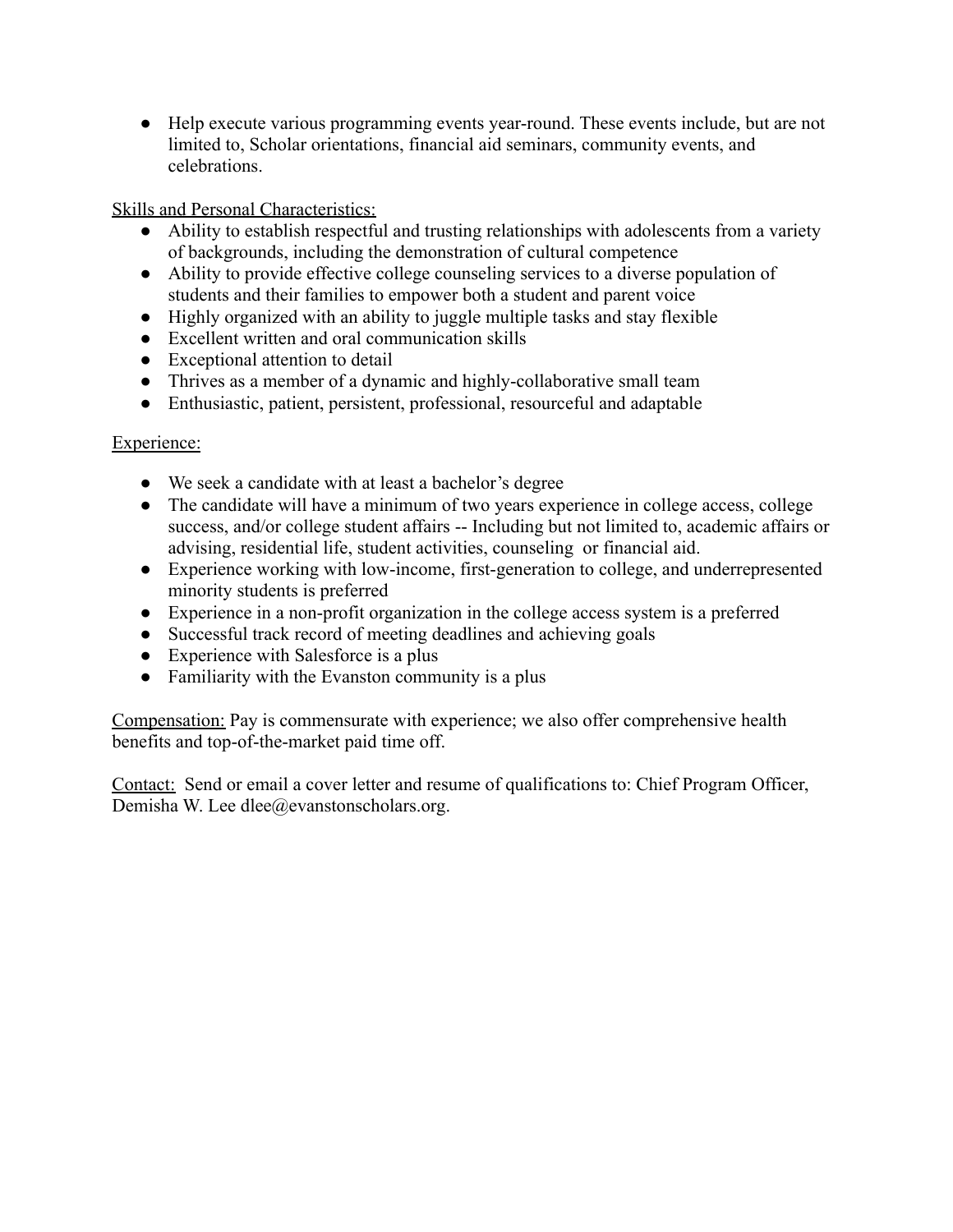- Help execute various programming events year-round. These events include, but are not limited to, Scholar orientations, financial aid seminars, community events, and celebrations.

<u>Skills and Personal Characteristics:</u>

- Ability to establish respectful and trusting relationships with adolescents from a variety of backgrounds, including the demonstration of cultural competence
- Ability to provide effective college counseling services to a diverse population of students and their families to empower both a student and parent voice
- Highly organized with an ability to juggle multiple tasks and stay flexible
- Excellent written and oral communication skills
- Exceptional attention to detail
- Thrives as a member of a dynamic and highly-collaborative small team
- Enthusiastic, patient, persistent, professional, resourceful and adaptable

<u>Experience:</u>

- We seek a candidate with at least a bachelor's degree
- The candidate will have a minimum of two years experience in college access, college success, and/or college student affairs -- Including but not limited to, academic affairs or advising, residential life, student activities, counseling or financial aid.
- Experience working with low-income, first-generation to college, and underrepresented minority students is preferred
- Experience in a non-profit organization in the college access system is a preferred
- Successful track record of meeting deadlines and achieving goals
- Experience with Salesforce is a plus
- Familiarity with the Evanston community is a plus

<u>Compensation:</u> Pay is commensurate with experience; we also offer comprehensive health benefits and top-of-the-market paid time off.

<u>Contact:</u> Send or email a cover letter and resume of qualifications to: Chief Program Officer, Demisha W. Lee dlee@evanstonscholars.org.